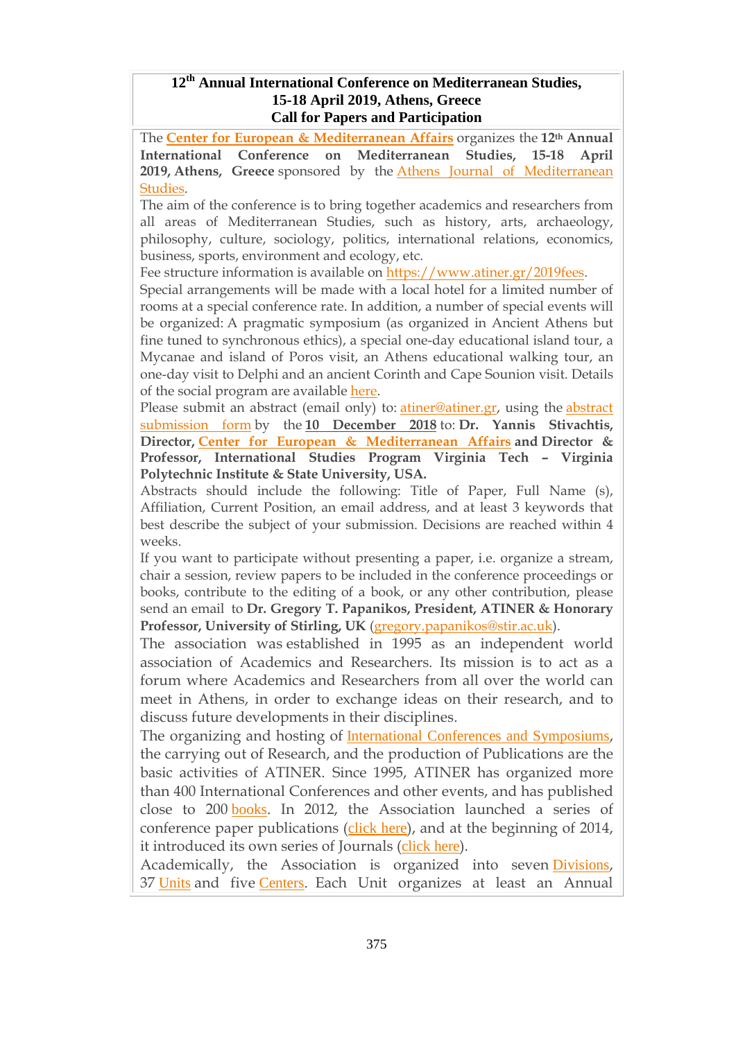# 12th Annual International Conference on Mediterranean Studies, 15-18 April 2019, Athens, Greece
## Call for Papers and Participation

The **Center for European & Mediterranean Affairs** organizes the **12th Annual International Conference on Mediterranean Studies, 15-18 April 2019, Athens, Greece** sponsored by the Athens Journal of Mediterranean Studies.

The aim of the conference is to bring together academics and researchers from all areas of Mediterranean Studies, such as history, arts, archaeology, philosophy, culture, sociology, politics, international relations, economics, business, sports, environment and ecology, etc.

Fee structure information is available on https://www.atiner.gr/2019fees.

Special arrangements will be made with a local hotel for a limited number of rooms at a special conference rate. In addition, a number of special events will be organized: A pragmatic symposium (as organized in Ancient Athens but fine tuned to synchronous ethics), a special one-day educational island tour, a Mycanae and island of Poros visit, an Athens educational walking tour, an one-day visit to Delphi and an ancient Corinth and Cape Sounion visit. Details of the social program are available here.

Please submit an abstract (email only) to: atiner@atiner.gr, using the abstract submission form by the 10 December 2018 to: **Dr. Yannis Stivachtis, Director, Center for European & Mediterranean Affairs and Director & Professor, International Studies Program Virginia Tech – Virginia Polytechnic Institute & State University, USA.**

Abstracts should include the following: Title of Paper, Full Name (s), Affiliation, Current Position, an email address, and at least 3 keywords that best describe the subject of your submission. Decisions are reached within 4 weeks.

If you want to participate without presenting a paper, i.e. organize a stream, chair a session, review papers to be included in the conference proceedings or books, contribute to the editing of a book, or any other contribution, please send an email to **Dr. Gregory T. Papanikos, President, ATINER & Honorary Professor, University of Stirling, UK** (gregory.papanikos@stir.ac.uk).

The association was established in 1995 as an independent world association of Academics and Researchers. Its mission is to act as a forum where Academics and Researchers from all over the world can meet in Athens, in order to exchange ideas on their research, and to discuss future developments in their disciplines.

The organizing and hosting of International Conferences and Symposiums, the carrying out of Research, and the production of Publications are the basic activities of ATINER. Since 1995, ATINER has organized more than 400 International Conferences and other events, and has published close to 200 books. In 2012, the Association launched a series of conference paper publications (click here), and at the beginning of 2014, it introduced its own series of Journals (click here).

Academically, the Association is organized into seven Divisions, 37 Units and five Centers. Each Unit organizes at least an Annual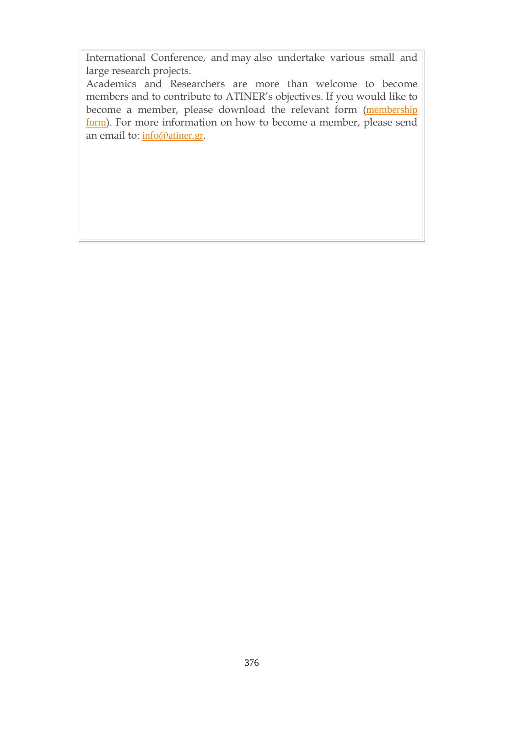International Conference, and may also undertake various small and large research projects.

Academics and Researchers are more than welcome to become members and to contribute to ATINER's objectives. If you would like to become a member, please download the relevant form (membership form). For more information on how to become a member, please send an email to: info@atiner.gr.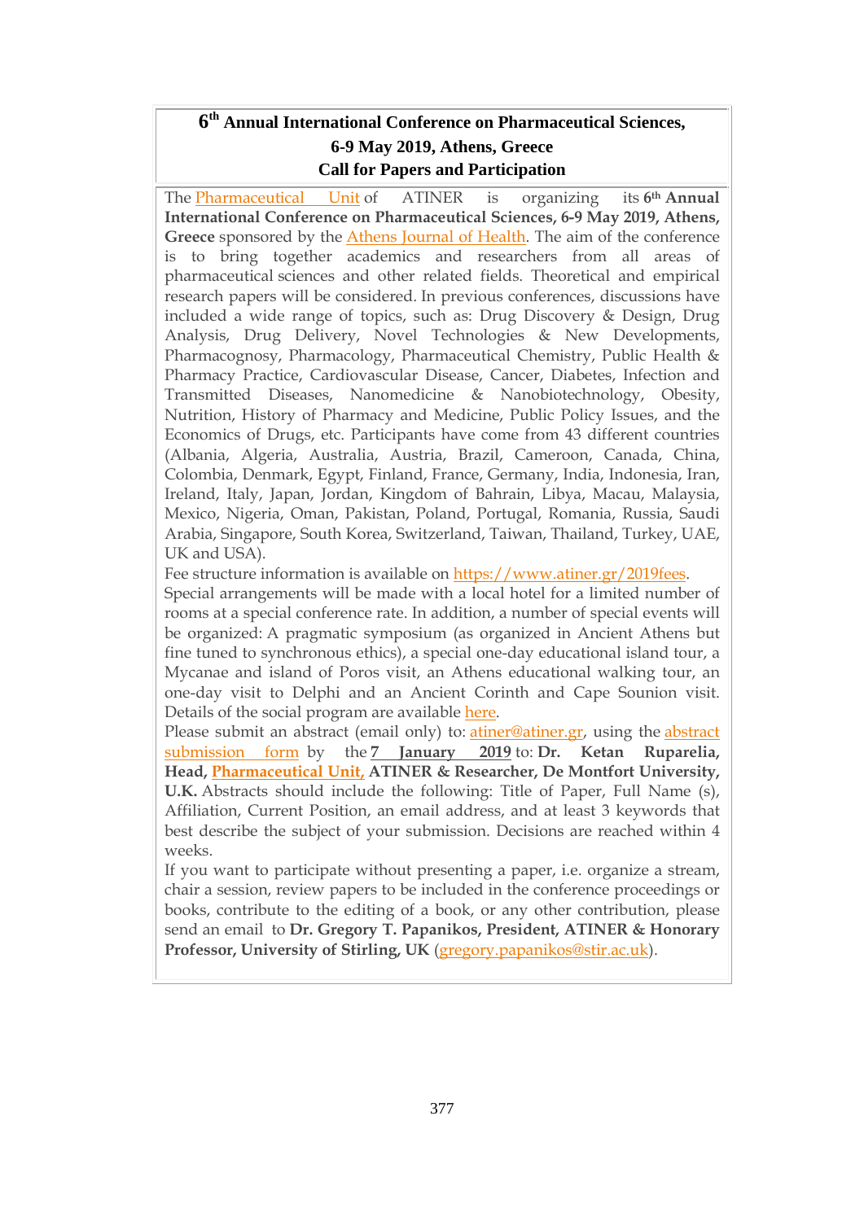# 6th Annual International Conference on Pharmaceutical Sciences, 6-9 May 2019, Athens, Greece
## Call for Papers and Participation

The Pharmaceutical Unit of ATINER is organizing its **6th Annual International Conference on Pharmaceutical Sciences, 6-9 May 2019, Athens, Greece** sponsored by the Athens Journal of Health. The aim of the conference is to bring together academics and researchers from all areas of pharmaceutical sciences and other related fields. Theoretical and empirical research papers will be considered. In previous conferences, discussions have included a wide range of topics, such as: Drug Discovery & Design, Drug Analysis, Drug Delivery, Novel Technologies & New Developments, Pharmacognosy, Pharmacology, Pharmaceutical Chemistry, Public Health & Pharmacy Practice, Cardiovascular Disease, Cancer, Diabetes, Infection and Transmitted Diseases, Nanomedicine & Nanobiotechnology, Obesity, Nutrition, History of Pharmacy and Medicine, Public Policy Issues, and the Economics of Drugs, etc. Participants have come from 43 different countries (Albania, Algeria, Australia, Austria, Brazil, Cameroon, Canada, China, Colombia, Denmark, Egypt, Finland, France, Germany, India, Indonesia, Iran, Ireland, Italy, Japan, Jordan, Kingdom of Bahrain, Libya, Macau, Malaysia, Mexico, Nigeria, Oman, Pakistan, Poland, Portugal, Romania, Russia, Saudi Arabia, Singapore, South Korea, Switzerland, Taiwan, Thailand, Turkey, UAE, UK and USA).

Fee structure information is available on https://www.atiner.gr/2019fees.

Special arrangements will be made with a local hotel for a limited number of rooms at a special conference rate. In addition, a number of special events will be organized: A pragmatic symposium (as organized in Ancient Athens but fine tuned to synchronous ethics), a special one-day educational island tour, a Mycanae and island of Poros visit, an Athens educational walking tour, an one-day visit to Delphi and an Ancient Corinth and Cape Sounion visit. Details of the social program are available here.

Please submit an abstract (email only) to: atiner@atiner.gr, using the abstract submission form by the **7 January 2019** to: **Dr. Ketan Ruparelia, Head, Pharmaceutical Unit, ATINER & Researcher, De Montfort University, U.K.** Abstracts should include the following: Title of Paper, Full Name (s), Affiliation, Current Position, an email address, and at least 3 keywords that best describe the subject of your submission. Decisions are reached within 4 weeks.

If you want to participate without presenting a paper, i.e. organize a stream, chair a session, review papers to be included in the conference proceedings or books, contribute to the editing of a book, or any other contribution, please send an email to **Dr. Gregory T. Papanikos, President, ATINER & Honorary Professor, University of Stirling, UK** (gregory.papanikos@stir.ac.uk).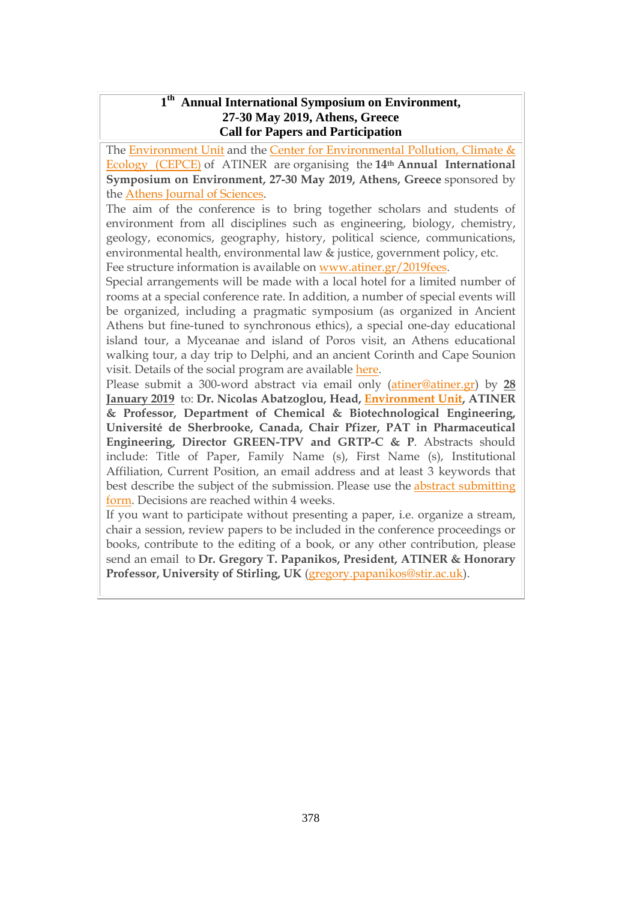**1th Annual International Symposium on Environment, 27-30 May 2019, Athens, Greece**
**Call for Papers and Participation**

The Environment Unit and the Center for Environmental Pollution, Climate & Ecology (CEPCE) of ATINER are organising the **14th Annual International Symposium on Environment, 27-30 May 2019, Athens, Greece** sponsored by the Athens Journal of Sciences.

The aim of the conference is to bring together scholars and students of environment from all disciplines such as engineering, biology, chemistry, geology, economics, geography, history, political science, communications, environmental health, environmental law & justice, government policy, etc.

Fee structure information is available on www.atiner.gr/2019fees.

Special arrangements will be made with a local hotel for a limited number of rooms at a special conference rate. In addition, a number of special events will be organized, including a pragmatic symposium (as organized in Ancient Athens but fine-tuned to synchronous ethics), a special one-day educational island tour, a Myceanae and island of Poros visit, an Athens educational walking tour, a day trip to Delphi, and an ancient Corinth and Cape Sounion visit. Details of the social program are available here.

Please submit a 300-word abstract via email only (atiner@atiner.gr) by **28 January 2019** to: **Dr. Nicolas Abatzoglou, Head, Environment Unit, ATINER & Professor, Department of Chemical & Biotechnological Engineering, Université de Sherbrooke, Canada, Chair Pfizer, PAT in Pharmaceutical Engineering, Director GREEN-TPV and GRTP-C & P**. Abstracts should include: Title of Paper, Family Name (s), First Name (s), Institutional Affiliation, Current Position, an email address and at least 3 keywords that best describe the subject of the submission. Please use the abstract submitting form. Decisions are reached within 4 weeks.

If you want to participate without presenting a paper, i.e. organize a stream, chair a session, review papers to be included in the conference proceedings or books, contribute to the editing of a book, or any other contribution, please send an email to **Dr. Gregory T. Papanikos, President, ATINER & Honorary Professor, University of Stirling, UK** (gregory.papanikos@stir.ac.uk).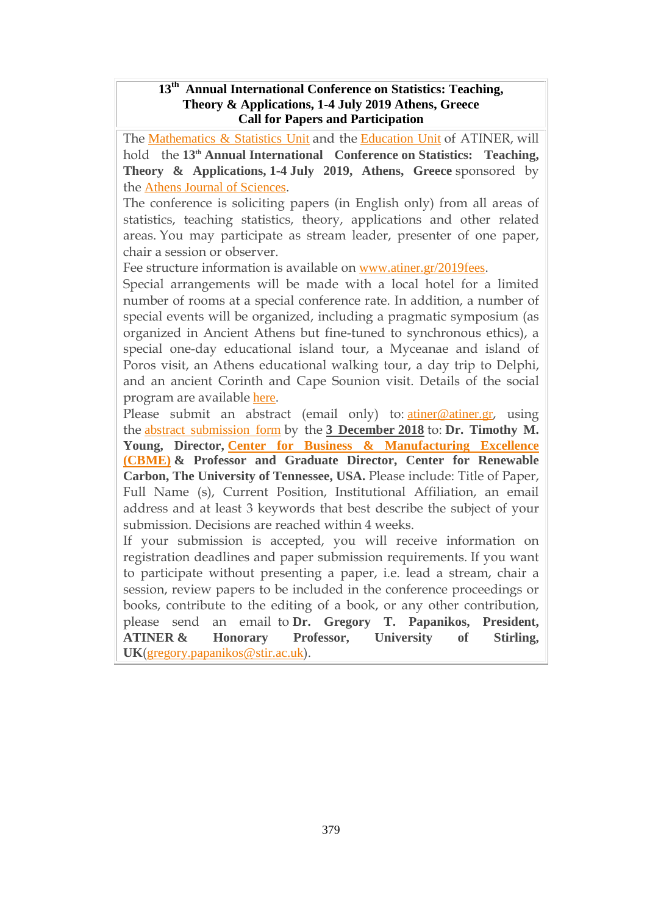# 13th Annual International Conference on Statistics: Teaching, Theory & Applications, 1-4 July 2019 Athens, Greece
## Call for Papers and Participation

The Mathematics & Statistics Unit and the Education Unit of ATINER, will hold the **13th Annual International Conference on Statistics: Teaching, Theory & Applications, 1-4 July 2019, Athens, Greece** sponsored by the Athens Journal of Sciences.

The conference is soliciting papers (in English only) from all areas of statistics, teaching statistics, theory, applications and other related areas. You may participate as stream leader, presenter of one paper, chair a session or observer.

Fee structure information is available on www.atiner.gr/2019fees.

Special arrangements will be made with a local hotel for a limited number of rooms at a special conference rate. In addition, a number of special events will be organized, including a pragmatic symposium (as organized in Ancient Athens but fine-tuned to synchronous ethics), a special one-day educational island tour, a Myceanae and island of Poros visit, an Athens educational walking tour, a day trip to Delphi, and an ancient Corinth and Cape Sounion visit. Details of the social program are available here.

Please submit an abstract (email only) to: atiner@atiner.gr, using the abstract submission form by the **3 December 2018** to: **Dr. Timothy M. Young, Director, Center for Business & Manufacturing Excellence (CBME) & Professor and Graduate Director, Center for Renewable Carbon, The University of Tennessee, USA.** Please include: Title of Paper, Full Name (s), Current Position, Institutional Affiliation, an email address and at least 3 keywords that best describe the subject of your submission. Decisions are reached within 4 weeks.

If your submission is accepted, you will receive information on registration deadlines and paper submission requirements. If you want to participate without presenting a paper, i.e. lead a stream, chair a session, review papers to be included in the conference proceedings or books, contribute to the editing of a book, or any other contribution, please send an email to **Dr. Gregory T. Papanikos, President, ATINER & Honorary Professor, University of Stirling, UK**(gregory.papanikos@stir.ac.uk).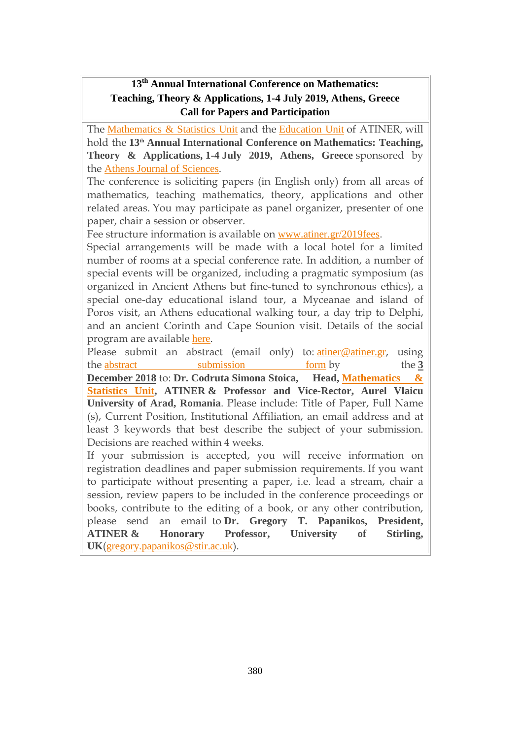# 13th Annual International Conference on Mathematics: Teaching, Theory & Applications, 1-4 July 2019, Athens, Greece
## Call for Papers and Participation

The Mathematics & Statistics Unit and the Education Unit of ATINER, will hold the **13th Annual International Conference on Mathematics: Teaching, Theory & Applications, 1-4 July 2019, Athens, Greece** sponsored by the Athens Journal of Sciences.

The conference is soliciting papers (in English only) from all areas of mathematics, teaching mathematics, theory, applications and other related areas. You may participate as panel organizer, presenter of one paper, chair a session or observer.

Fee structure information is available on www.atiner.gr/2019fees.

Special arrangements will be made with a local hotel for a limited number of rooms at a special conference rate. In addition, a number of special events will be organized, including a pragmatic symposium (as organized in Ancient Athens but fine-tuned to synchronous ethics), a special one-day educational island tour, a Myceanae and island of Poros visit, an Athens educational walking tour, a day trip to Delphi, and an ancient Corinth and Cape Sounion visit. Details of the social program are available here.

Please submit an abstract (email only) to: atiner@atiner.gr, using the abstract submission form by the **3 December 2018** to: **Dr. Codruta Simona Stoica, Head, Mathematics & Statistics Unit, ATINER & Professor and Vice-Rector, Aurel Vlaicu University of Arad, Romania**. Please include: Title of Paper, Full Name (s), Current Position, Institutional Affiliation, an email address and at least 3 keywords that best describe the subject of your submission. Decisions are reached within 4 weeks.

If your submission is accepted, you will receive information on registration deadlines and paper submission requirements. If you want to participate without presenting a paper, i.e. lead a stream, chair a session, review papers to be included in the conference proceedings or books, contribute to the editing of a book, or any other contribution, please send an email to **Dr. Gregory T. Papanikos, President, ATINER & Honorary Professor, University of Stirling, UK**(gregory.papanikos@stir.ac.uk).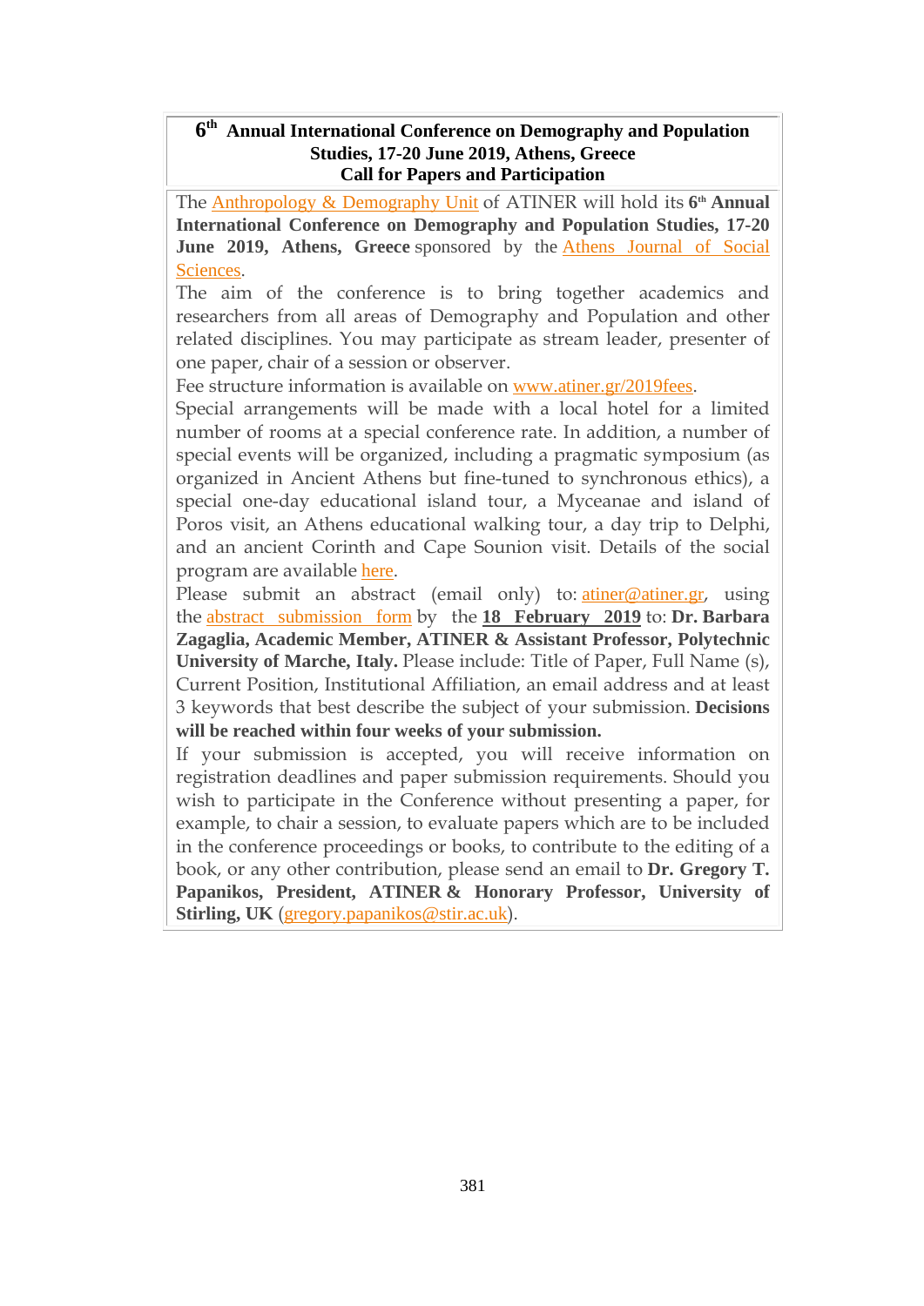# 6th Annual International Conference on Demography and Population Studies, 17-20 June 2019, Athens, Greece
## Call for Papers and Participation

The Anthropology & Demography Unit of ATINER will hold its **6th Annual International Conference on Demography and Population Studies, 17-20 June 2019, Athens, Greece** sponsored by the Athens Journal of Social Sciences.

The aim of the conference is to bring together academics and researchers from all areas of Demography and Population and other related disciplines. You may participate as stream leader, presenter of one paper, chair of a session or observer.

Fee structure information is available on www.atiner.gr/2019fees.

Special arrangements will be made with a local hotel for a limited number of rooms at a special conference rate. In addition, a number of special events will be organized, including a pragmatic symposium (as organized in Ancient Athens but fine-tuned to synchronous ethics), a special one-day educational island tour, a Myceanae and island of Poros visit, an Athens educational walking tour, a day trip to Delphi, and an ancient Corinth and Cape Sounion visit. Details of the social program are available here.

Please submit an abstract (email only) to: atiner@atiner.gr, using the abstract submission form by the **18 February 2019** to: **Dr. Barbara Zagaglia, Academic Member, ATINER & Assistant Professor, Polytechnic University of Marche, Italy.** Please include: Title of Paper, Full Name (s), Current Position, Institutional Affiliation, an email address and at least 3 keywords that best describe the subject of your submission. **Decisions will be reached within four weeks of your submission.**

If your submission is accepted, you will receive information on registration deadlines and paper submission requirements. Should you wish to participate in the Conference without presenting a paper, for example, to chair a session, to evaluate papers which are to be included in the conference proceedings or books, to contribute to the editing of a book, or any other contribution, please send an email to **Dr. Gregory T. Papanikos, President, ATINER & Honorary Professor, University of Stirling, UK** (gregory.papanikos@stir.ac.uk).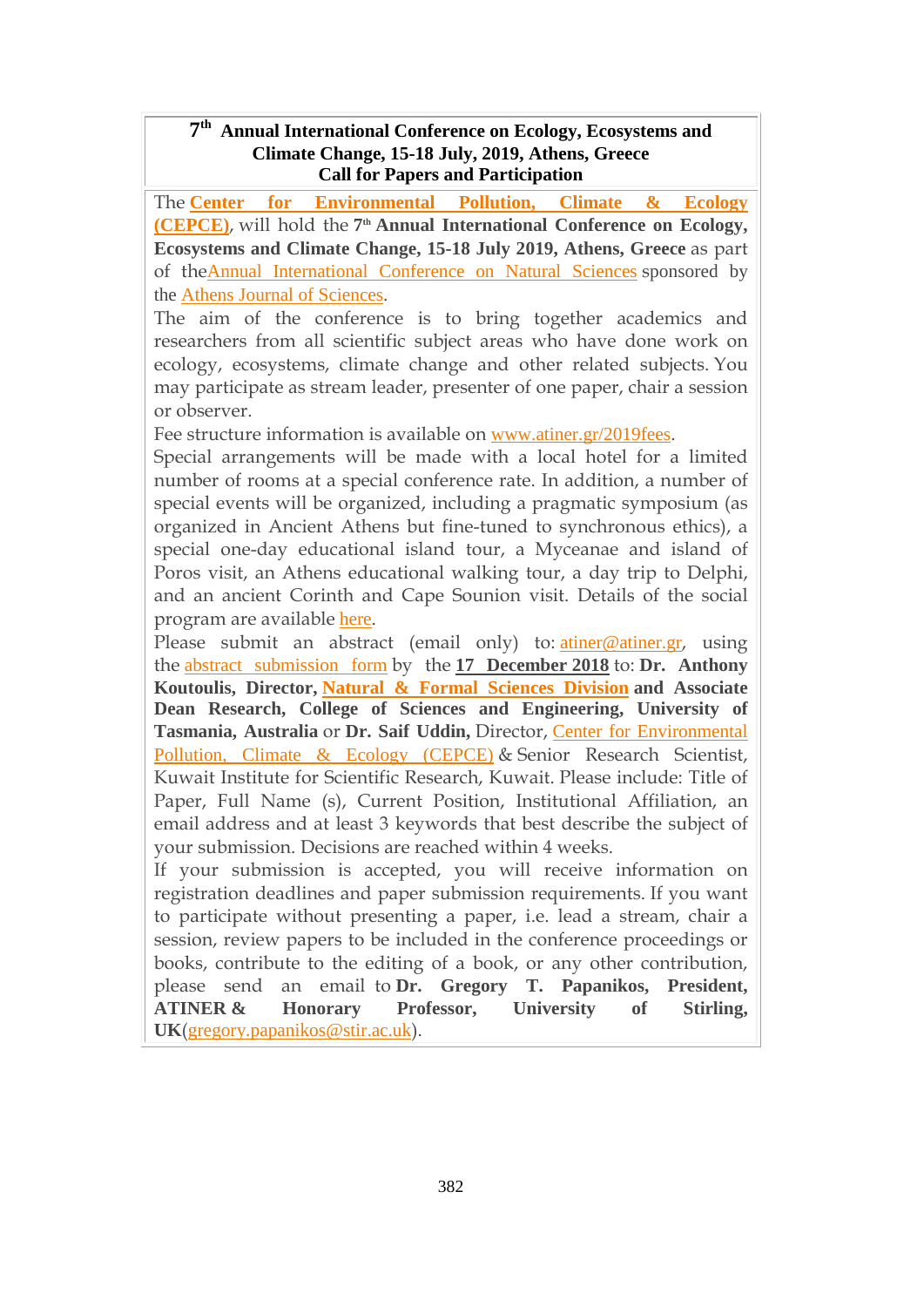**7th Annual International Conference on Ecology, Ecosystems and Climate Change, 15-18 July, 2019, Athens, Greece**
**Call for Papers and Participation**

The **Center for Environmental Pollution, Climate & Ecology (CEPCE)**, will hold the **7th Annual International Conference on Ecology, Ecosystems and Climate Change, 15-18 July 2019, Athens, Greece** as part of theAnnual International Conference on Natural Sciences sponsored by the Athens Journal of Sciences.

The aim of the conference is to bring together academics and researchers from all scientific subject areas who have done work on ecology, ecosystems, climate change and other related subjects. You may participate as stream leader, presenter of one paper, chair a session or observer.

Fee structure information is available on www.atiner.gr/2019fees.

Special arrangements will be made with a local hotel for a limited number of rooms at a special conference rate. In addition, a number of special events will be organized, including a pragmatic symposium (as organized in Ancient Athens but fine-tuned to synchronous ethics), a special one-day educational island tour, a Myceanae and island of Poros visit, an Athens educational walking tour, a day trip to Delphi, and an ancient Corinth and Cape Sounion visit. Details of the social program are available here.

Please submit an abstract (email only) to: atiner@atiner.gr, using the abstract submission form by the **17 December 2018** to: **Dr. Anthony Koutoulis, Director, Natural & Formal Sciences Division and Associate Dean Research, College of Sciences and Engineering, University of Tasmania, Australia** or **Dr. Saif Uddin,** Director, Center for Environmental Pollution, Climate & Ecology (CEPCE) & Senior Research Scientist, Kuwait Institute for Scientific Research, Kuwait. Please include: Title of Paper, Full Name (s), Current Position, Institutional Affiliation, an email address and at least 3 keywords that best describe the subject of your submission. Decisions are reached within 4 weeks.

If your submission is accepted, you will receive information on registration deadlines and paper submission requirements. If you want to participate without presenting a paper, i.e. lead a stream, chair a session, review papers to be included in the conference proceedings or books, contribute to the editing of a book, or any other contribution, please send an email to **Dr. Gregory T. Papanikos, President, ATINER & Honorary Professor, University of Stirling, UK**(gregory.papanikos@stir.ac.uk).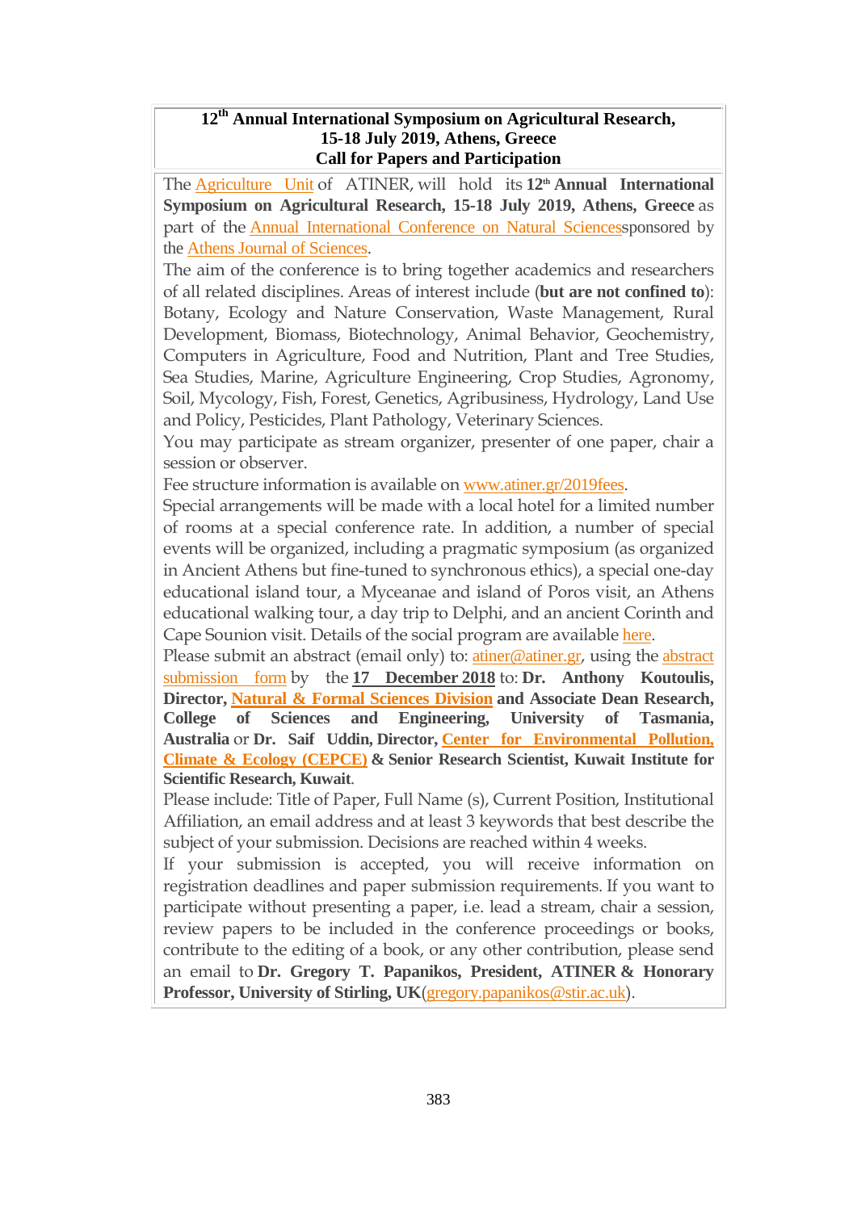# 12th Annual International Symposium on Agricultural Research, 15-18 July 2019, Athens, Greece
## Call for Papers and Participation

The Agriculture Unit of ATINER, will hold its **12th Annual International Symposium on Agricultural Research, 15-18 July 2019, Athens, Greece** as part of the Annual International Conference on Natural Sciencessponsored by the Athens Journal of Sciences.

The aim of the conference is to bring together academics and researchers of all related disciplines. Areas of interest include (**but are not confined to**): Botany, Ecology and Nature Conservation, Waste Management, Rural Development, Biomass, Biotechnology, Animal Behavior, Geochemistry, Computers in Agriculture, Food and Nutrition, Plant and Tree Studies, Sea Studies, Marine, Agriculture Engineering, Crop Studies, Agronomy, Soil, Mycology, Fish, Forest, Genetics, Agribusiness, Hydrology, Land Use and Policy, Pesticides, Plant Pathology, Veterinary Sciences.

You may participate as stream organizer, presenter of one paper, chair a session or observer.

Fee structure information is available on www.atiner.gr/2019fees.

Special arrangements will be made with a local hotel for a limited number of rooms at a special conference rate. In addition, a number of special events will be organized, including a pragmatic symposium (as organized in Ancient Athens but fine-tuned to synchronous ethics), a special one-day educational island tour, a Myceanae and island of Poros visit, an Athens educational walking tour, a day trip to Delphi, and an ancient Corinth and Cape Sounion visit. Details of the social program are available here.

Please submit an abstract (email only) to: atiner@atiner.gr, using the abstract submission form by the **17 December 2018** to: **Dr. Anthony Koutoulis, Director, Natural & Formal Sciences Division and Associate Dean Research, College of Sciences and Engineering, University of Tasmania, Australia** or **Dr. Saif Uddin, Director, Center for Environmental Pollution, Climate & Ecology (CEPCE) & Senior Research Scientist, Kuwait Institute for Scientific Research, Kuwait**.

Please include: Title of Paper, Full Name (s), Current Position, Institutional Affiliation, an email address and at least 3 keywords that best describe the subject of your submission. Decisions are reached within 4 weeks.

If your submission is accepted, you will receive information on registration deadlines and paper submission requirements. If you want to participate without presenting a paper, i.e. lead a stream, chair a session, review papers to be included in the conference proceedings or books, contribute to the editing of a book, or any other contribution, please send an email to **Dr. Gregory T. Papanikos, President, ATINER & Honorary Professor, University of Stirling, UK**(gregory.papanikos@stir.ac.uk).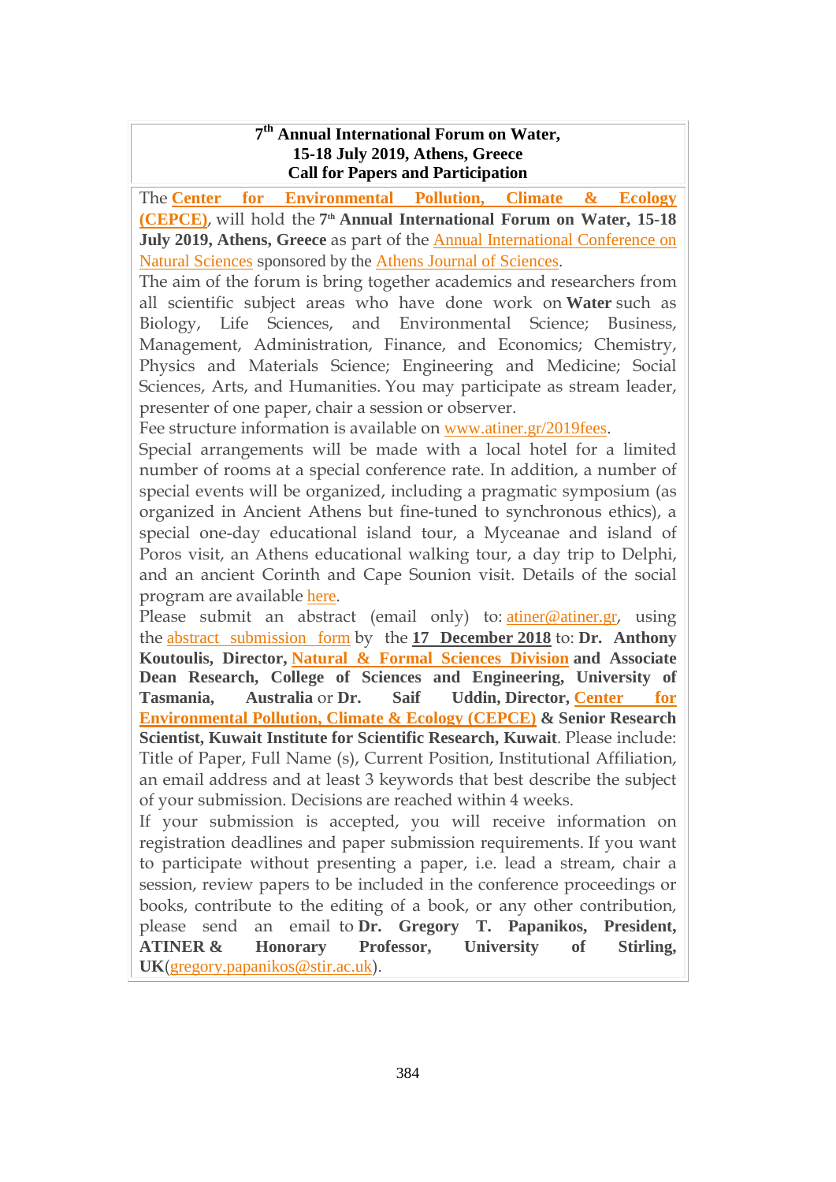**7th Annual International Forum on Water, 15-18 July 2019, Athens, Greece Call for Papers and Participation**

The **Center for Environmental Pollution, Climate & Ecology (CEPCE)**, will hold the **7th Annual International Forum on Water, 15-18 July 2019, Athens, Greece** as part of the Annual International Conference on Natural Sciences sponsored by the Athens Journal of Sciences.

The aim of the forum is bring together academics and researchers from all scientific subject areas who have done work on **Water** such as Biology, Life Sciences, and Environmental Science; Business, Management, Administration, Finance, and Economics; Chemistry, Physics and Materials Science; Engineering and Medicine; Social Sciences, Arts, and Humanities. You may participate as stream leader, presenter of one paper, chair a session or observer.

Fee structure information is available on www.atiner.gr/2019fees.

Special arrangements will be made with a local hotel for a limited number of rooms at a special conference rate. In addition, a number of special events will be organized, including a pragmatic symposium (as organized in Ancient Athens but fine-tuned to synchronous ethics), a special one-day educational island tour, a Myceanae and island of Poros visit, an Athens educational walking tour, a day trip to Delphi, and an ancient Corinth and Cape Sounion visit. Details of the social program are available here.

Please submit an abstract (email only) to: atiner@atiner.gr, using the abstract submission form by the **17 December 2018** to: **Dr. Anthony Koutoulis, Director, Natural & Formal Sciences Division and Associate Dean Research, College of Sciences and Engineering, University of Tasmania, Australia** or **Dr. Saif Uddin, Director, Center for Environmental Pollution, Climate & Ecology (CEPCE) & Senior Research Scientist, Kuwait Institute for Scientific Research, Kuwait**. Please include: Title of Paper, Full Name (s), Current Position, Institutional Affiliation, an email address and at least 3 keywords that best describe the subject of your submission. Decisions are reached within 4 weeks.

If your submission is accepted, you will receive information on registration deadlines and paper submission requirements. If you want to participate without presenting a paper, i.e. lead a stream, chair a session, review papers to be included in the conference proceedings or books, contribute to the editing of a book, or any other contribution, please send an email to **Dr. Gregory T. Papanikos, President, ATINER & Honorary Professor, University of Stirling, UK**(gregory.papanikos@stir.ac.uk).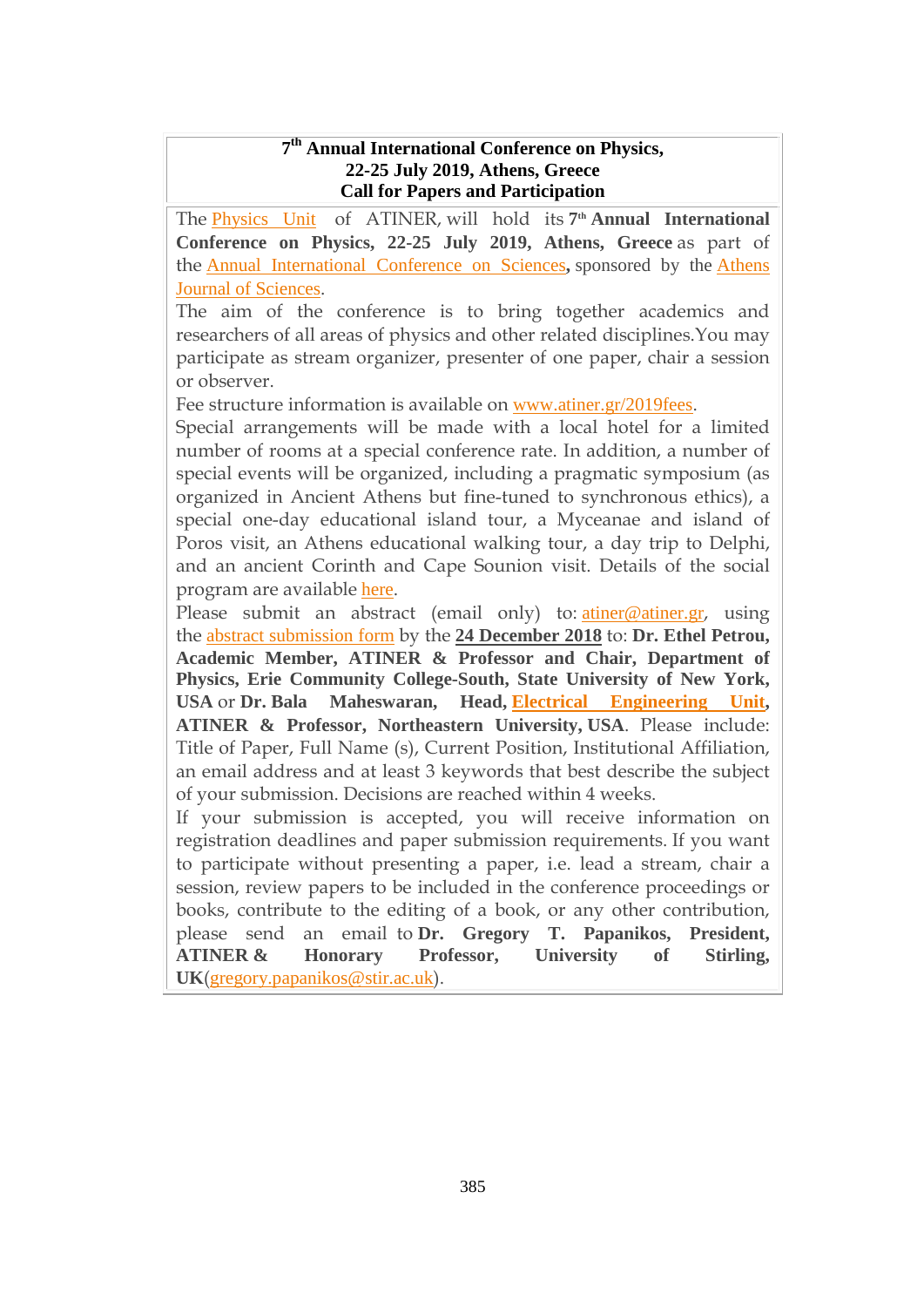**7th Annual International Conference on Physics, 22-25 July 2019, Athens, Greece**
**Call for Papers and Participation**

The Physics Unit of ATINER, will hold its **7th Annual International Conference on Physics, 22-25 July 2019, Athens, Greece** as part of the Annual International Conference on Sciences, sponsored by the Athens Journal of Sciences.

The aim of the conference is to bring together academics and researchers of all areas of physics and other related disciplines.You may participate as stream organizer, presenter of one paper, chair a session or observer.

Fee structure information is available on www.atiner.gr/2019fees.

Special arrangements will be made with a local hotel for a limited number of rooms at a special conference rate. In addition, a number of special events will be organized, including a pragmatic symposium (as organized in Ancient Athens but fine-tuned to synchronous ethics), a special one-day educational island tour, a Myceanae and island of Poros visit, an Athens educational walking tour, a day trip to Delphi, and an ancient Corinth and Cape Sounion visit. Details of the social program are available here.

Please submit an abstract (email only) to: atiner@atiner.gr, using the abstract submission form by the **24 December 2018** to: **Dr. Ethel Petrou, Academic Member, ATINER & Professor and Chair, Department of Physics, Erie Community College-South, State University of New York, USA** or **Dr. Bala Maheswaran, Head, Electrical Engineering Unit, ATINER & Professor, Northeastern University, USA**. Please include: Title of Paper, Full Name (s), Current Position, Institutional Affiliation, an email address and at least 3 keywords that best describe the subject of your submission. Decisions are reached within 4 weeks.

If your submission is accepted, you will receive information on registration deadlines and paper submission requirements. If you want to participate without presenting a paper, i.e. lead a stream, chair a session, review papers to be included in the conference proceedings or books, contribute to the editing of a book, or any other contribution, please send an email to **Dr. Gregory T. Papanikos, President, ATINER & Honorary Professor, University of Stirling, UK**(gregory.papanikos@stir.ac.uk).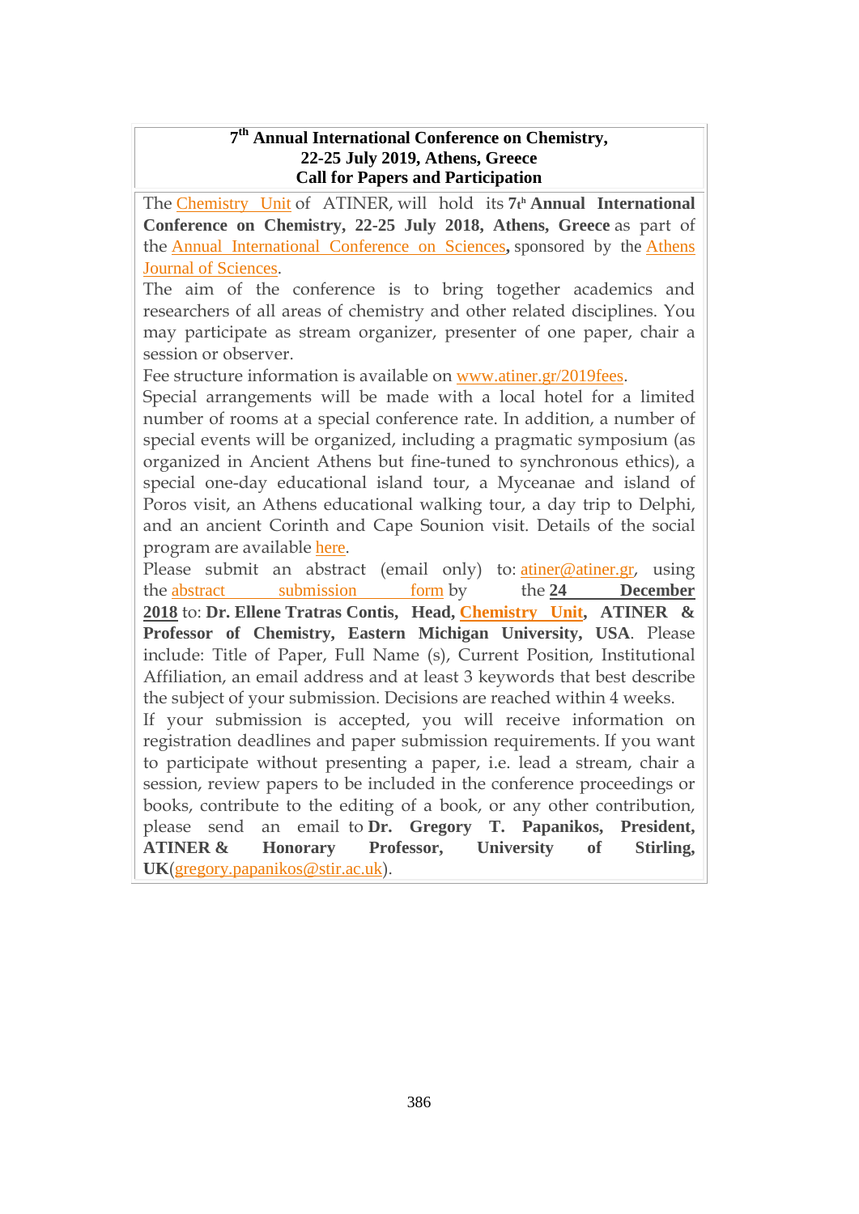**7th Annual International Conference on Chemistry, 22-25 July 2019, Athens, Greece**
**Call for Papers and Participation**

The Chemistry Unit of ATINER, will hold its **7th Annual International Conference on Chemistry, 22-25 July 2018, Athens, Greece** as part of the Annual International Conference on Sciences, sponsored by the Athens Journal of Sciences.

The aim of the conference is to bring together academics and researchers of all areas of chemistry and other related disciplines. You may participate as stream organizer, presenter of one paper, chair a session or observer.

Fee structure information is available on www.atiner.gr/2019fees.

Special arrangements will be made with a local hotel for a limited number of rooms at a special conference rate. In addition, a number of special events will be organized, including a pragmatic symposium (as organized in Ancient Athens but fine-tuned to synchronous ethics), a special one-day educational island tour, a Myceanae and island of Poros visit, an Athens educational walking tour, a day trip to Delphi, and an ancient Corinth and Cape Sounion visit. Details of the social program are available here.

Please submit an abstract (email only) to: atiner@atiner.gr, using the abstract submission form by the **24 December 2018** to: **Dr. Ellene Tratras Contis, Head, Chemistry Unit, ATINER & Professor of Chemistry, Eastern Michigan University, USA**. Please include: Title of Paper, Full Name (s), Current Position, Institutional Affiliation, an email address and at least 3 keywords that best describe the subject of your submission. Decisions are reached within 4 weeks.

If your submission is accepted, you will receive information on registration deadlines and paper submission requirements. If you want to participate without presenting a paper, i.e. lead a stream, chair a session, review papers to be included in the conference proceedings or books, contribute to the editing of a book, or any other contribution, please send an email to **Dr. Gregory T. Papanikos, President, ATINER & Honorary Professor, University of Stirling, UK**(gregory.papanikos@stir.ac.uk).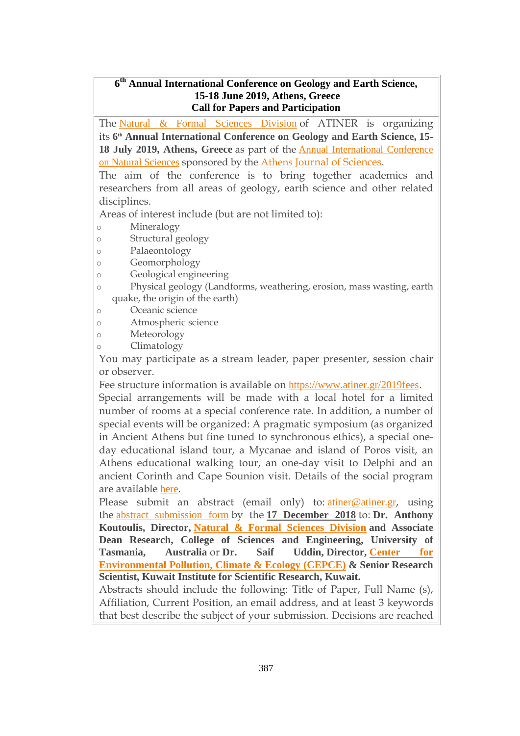**6th Annual International Conference on Geology and Earth Science, 15-18 June 2019, Athens, Greece**
**Call for Papers and Participation**

The Natural & Formal Sciences Division of ATINER is organizing its **6th Annual International Conference on Geology and Earth Science, 15-18 July 2019, Athens, Greece** as part of the Annual International Conference on Natural Sciences sponsored by the Athens Journal of Sciences.

The aim of the conference is to bring together academics and researchers from all areas of geology, earth science and other related disciplines.

Areas of interest include (but are not limited to):

- Mineralogy
- Structural geology
- Palaeontology
- Geomorphology
- Geological engineering
- Physical geology (Landforms, weathering, erosion, mass wasting, earth quake, the origin of the earth)
- Oceanic science
- Atmospheric science
- Meteorology
- Climatology

You may participate as a stream leader, paper presenter, session chair or observer.

Fee structure information is available on https://www.atiner.gr/2019fees.

Special arrangements will be made with a local hotel for a limited number of rooms at a special conference rate. In addition, a number of special events will be organized: A pragmatic symposium (as organized in Ancient Athens but fine tuned to synchronous ethics), a special one-day educational island tour, a Mycanae and island of Poros visit, an Athens educational walking tour, an one-day visit to Delphi and an ancient Corinth and Cape Sounion visit. Details of the social program are available here.

Please submit an abstract (email only) to: atiner@atiner.gr, using the abstract submission form by the **17 December 2018** to: **Dr. Anthony Koutoulis, Director, Natural & Formal Sciences Division and Associate Dean Research, College of Sciences and Engineering, University of Tasmania, Australia** or **Dr. Saif Uddin, Director, Center for Environmental Pollution, Climate & Ecology (CEPCE) & Senior Research Scientist, Kuwait Institute for Scientific Research, Kuwait.**

Abstracts should include the following: Title of Paper, Full Name (s), Affiliation, Current Position, an email address, and at least 3 keywords that best describe the subject of your submission. Decisions are reached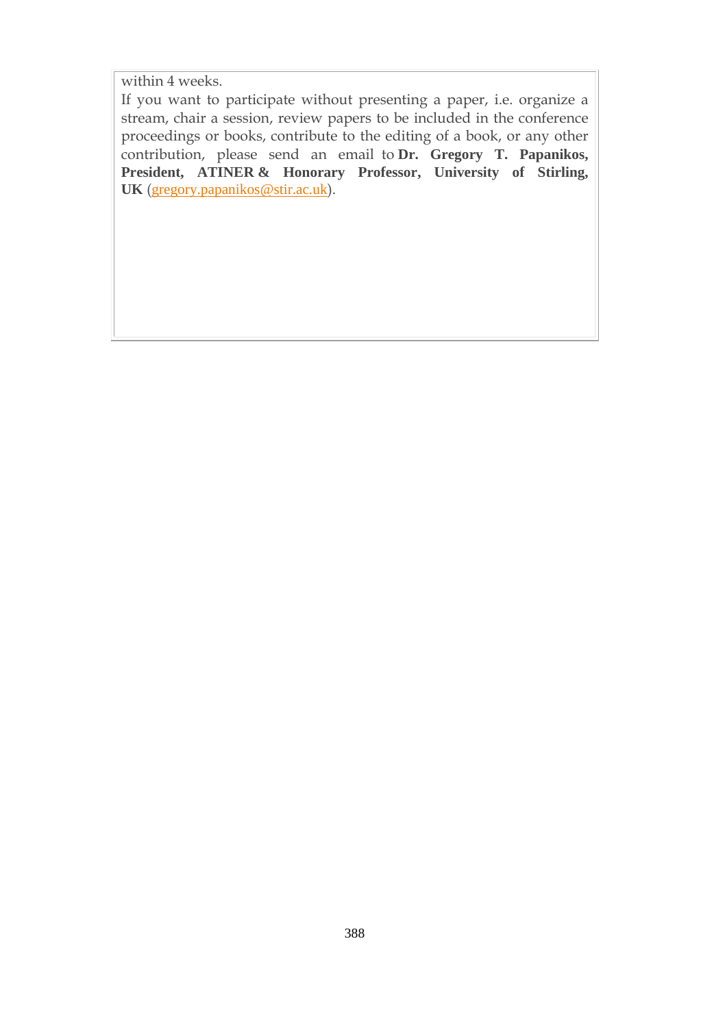within 4 weeks.

If you want to participate without presenting a paper, i.e. organize a stream, chair a session, review papers to be included in the conference proceedings or books, contribute to the editing of a book, or any other contribution, please send an email to **Dr. Gregory T. Papanikos, President, ATINER & Honorary Professor, University of Stirling, UK** (gregory.papanikos@stir.ac.uk).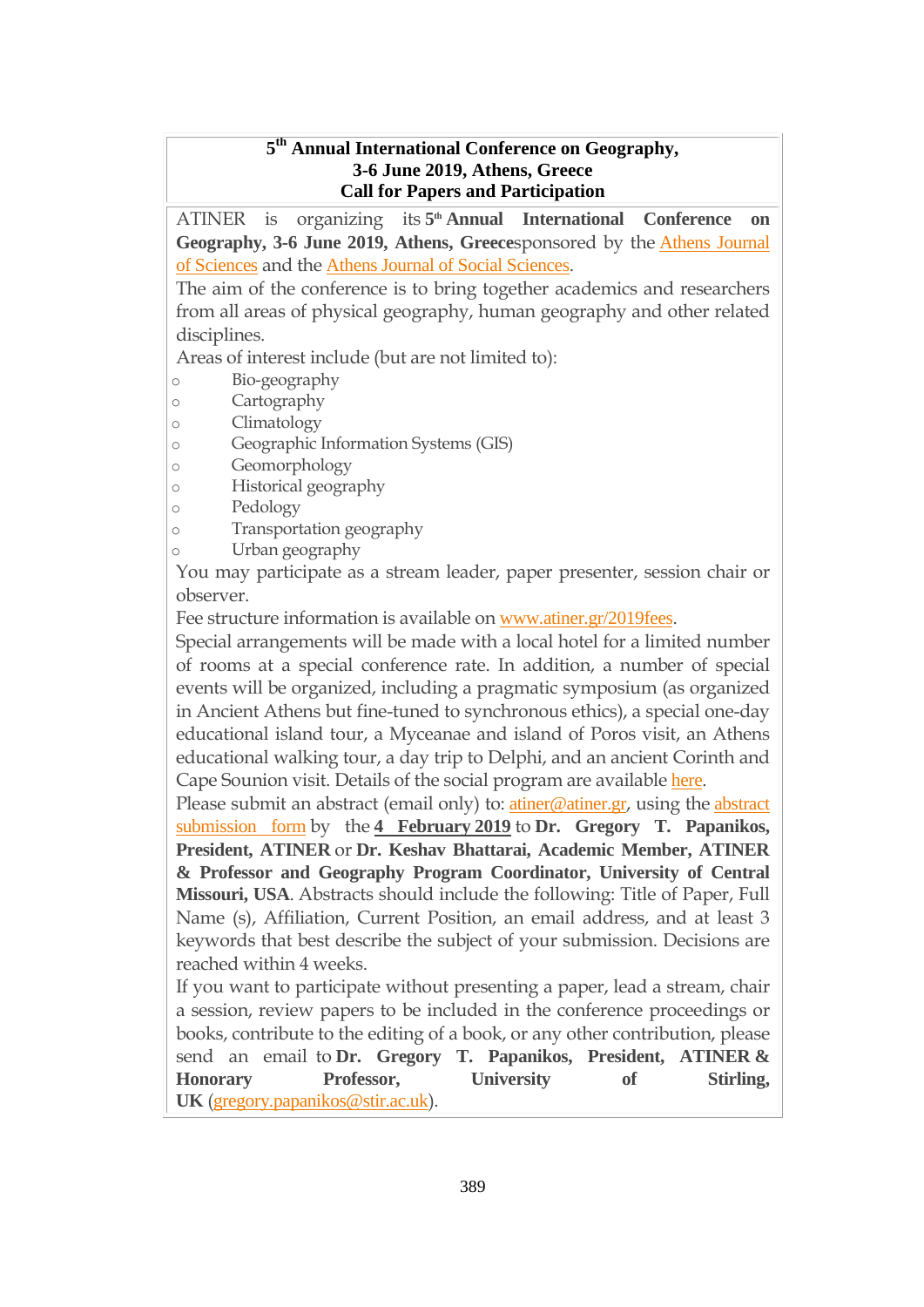## 5th Annual International Conference on Geography, 3-6 June 2019, Athens, Greece
## Call for Papers and Participation

ATINER is organizing its 5th **Annual International Conference on Geography, 3-6 June 2019, Athens, Greece** sponsored by the Athens Journal of Sciences and the Athens Journal of Social Sciences.

The aim of the conference is to bring together academics and researchers from all areas of physical geography, human geography and other related disciplines.

Areas of interest include (but are not limited to):

- Bio-geography
- Cartography
- Climatology
- Geographic Information Systems (GIS)
- Geomorphology
- Historical geography
- Pedology
- Transportation geography
- Urban geography

You may participate as a stream leader, paper presenter, session chair or observer.

Fee structure information is available on www.atiner.gr/2019fees.

Special arrangements will be made with a local hotel for a limited number of rooms at a special conference rate. In addition, a number of special events will be organized, including a pragmatic symposium (as organized in Ancient Athens but fine-tuned to synchronous ethics), a special one-day educational island tour, a Myceanae and island of Poros visit, an Athens educational walking tour, a day trip to Delphi, and an ancient Corinth and Cape Sounion visit. Details of the social program are available here.

Please submit an abstract (email only) to: atiner@atiner.gr, using the abstract submission form by the **4 February 2019** to **Dr. Gregory T. Papanikos, President, ATINER** or **Dr. Keshav Bhattarai, Academic Member, ATINER & Professor and Geography Program Coordinator, University of Central Missouri, USA**. Abstracts should include the following: Title of Paper, Full Name (s), Affiliation, Current Position, an email address, and at least 3 keywords that best describe the subject of your submission. Decisions are reached within 4 weeks.

If you want to participate without presenting a paper, lead a stream, chair a session, review papers to be included in the conference proceedings or books, contribute to the editing of a book, or any other contribution, please send an email to **Dr. Gregory T. Papanikos, President, ATINER & Honorary Professor, University of Stirling, UK** (gregory.papanikos@stir.ac.uk).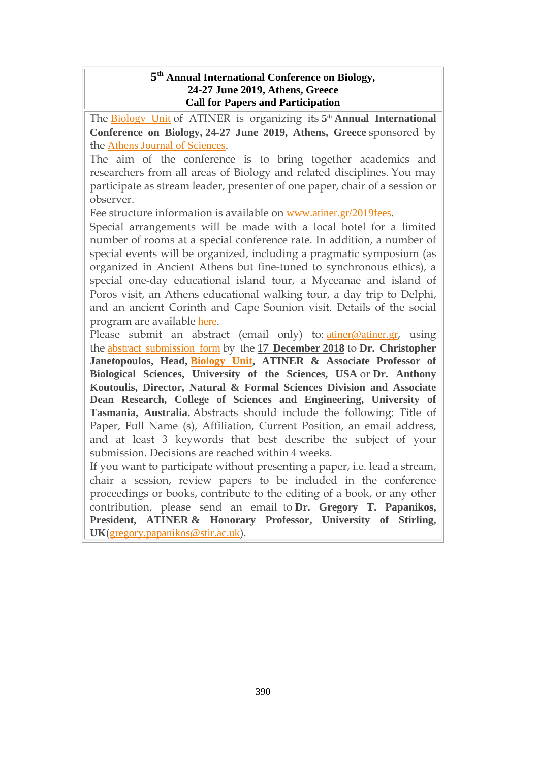**5th Annual International Conference on Biology, 24-27 June 2019, Athens, Greece Call for Papers and Participation**

The Biology Unit of ATINER is organizing its 5th **Annual International Conference on Biology, 24-27 June 2019, Athens, Greece** sponsored by the Athens Journal of Sciences.

The aim of the conference is to bring together academics and researchers from all areas of Biology and related disciplines. You may participate as stream leader, presenter of one paper, chair of a session or observer.

Fee structure information is available on www.atiner.gr/2019fees.

Special arrangements will be made with a local hotel for a limited number of rooms at a special conference rate. In addition, a number of special events will be organized, including a pragmatic symposium (as organized in Ancient Athens but fine-tuned to synchronous ethics), a special one-day educational island tour, a Myceanae and island of Poros visit, an Athens educational walking tour, a day trip to Delphi, and an ancient Corinth and Cape Sounion visit. Details of the social program are available here.

Please submit an abstract (email only) to: atiner@atiner.gr, using the abstract submission form by the **17 December 2018** to **Dr. Christopher Janetopoulos, Head, Biology Unit, ATINER & Associate Professor of Biological Sciences, University of the Sciences, USA** or **Dr. Anthony Koutoulis, Director, Natural & Formal Sciences Division and Associate Dean Research, College of Sciences and Engineering, University of Tasmania, Australia.** Abstracts should include the following: Title of Paper, Full Name (s), Affiliation, Current Position, an email address, and at least 3 keywords that best describe the subject of your submission. Decisions are reached within 4 weeks.

If you want to participate without presenting a paper, i.e. lead a stream, chair a session, review papers to be included in the conference proceedings or books, contribute to the editing of a book, or any other contribution, please send an email to **Dr. Gregory T. Papanikos, President, ATINER & Honorary Professor, University of Stirling, UK**(gregory.papanikos@stir.ac.uk).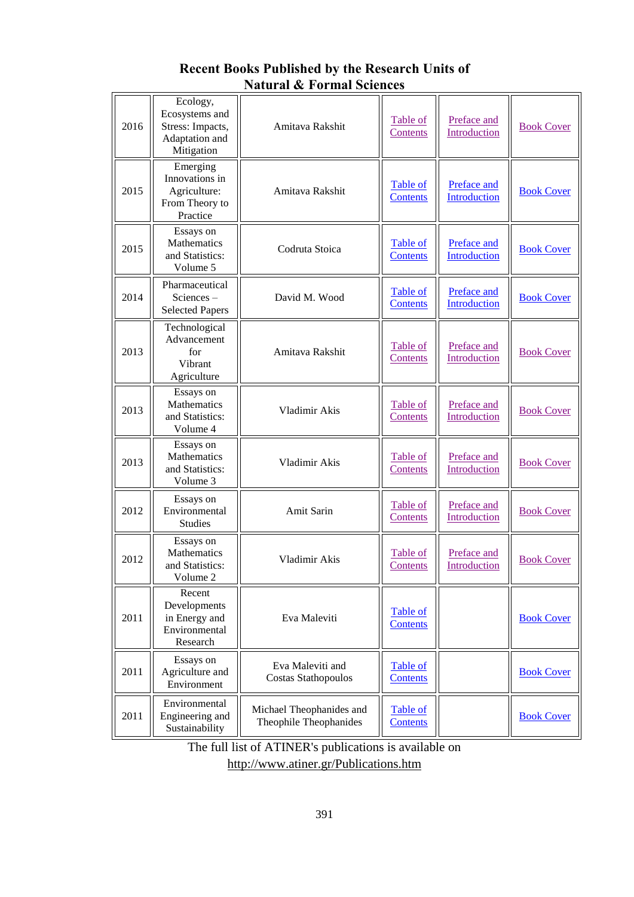## Recent Books Published by the Research Units of Natural & Formal Sciences

| | | | | | |
|---|---|---|---|---|---|
| 2016 | Ecology, Ecosystems and Stress: Impacts, Adaptation and Mitigation | Amitava Rakshit | Table of Contents | Preface and Introduction | Book Cover |
| 2015 | Emerging Innovations in Agriculture: From Theory to Practice | Amitava Rakshit | Table of Contents | Preface and Introduction | Book Cover |
| 2015 | Essays on Mathematics and Statistics: Volume 5 | Codruta Stoica | Table of Contents | Preface and Introduction | Book Cover |
| 2014 | Pharmaceutical Sciences – Selected Papers | David M. Wood | Table of Contents | Preface and Introduction | Book Cover |
| 2013 | Technological Advancement for Vibrant Agriculture | Amitava Rakshit | Table of Contents | Preface and Introduction | Book Cover |
| 2013 | Essays on Mathematics and Statistics: Volume 4 | Vladimir Akis | Table of Contents | Preface and Introduction | Book Cover |
| 2013 | Essays on Mathematics and Statistics: Volume 3 | Vladimir Akis | Table of Contents | Preface and Introduction | Book Cover |
| 2012 | Essays on Environmental Studies | Amit Sarin | Table of Contents | Preface and Introduction | Book Cover |
| 2012 | Essays on Mathematics and Statistics: Volume 2 | Vladimir Akis | Table of Contents | Preface and Introduction | Book Cover |
| 2011 | Recent Developments in Energy and Environmental Research | Eva Maleviti | Table of Contents | | Book Cover |
| 2011 | Essays on Agriculture and Environment | Eva Maleviti and Costas Stathopoulos | Table of Contents | | Book Cover |
| 2011 | Environmental Engineering and Sustainability | Michael Theophanides and Theophile Theophanides | Table of Contents | | Book Cover |

The full list of ATINER's publications is available on http://www.atiner.gr/Publications.htm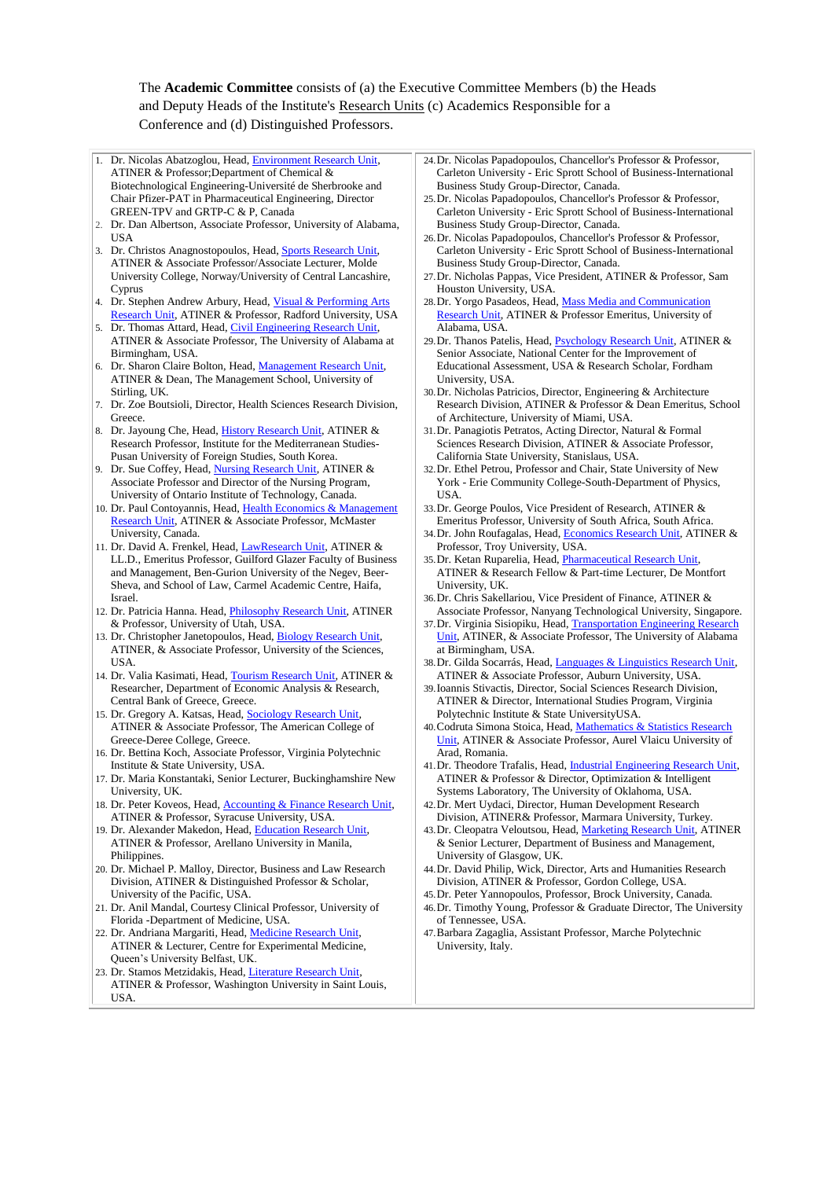The **Academic Committee** consists of (a) the Executive Committee Members (b) the Heads and Deputy Heads of the Institute's Research Units (c) Academics Responsible for a Conference and (d) Distinguished Professors.

1. Dr. Nicolas Abatzoglou, Head, Environment Research Unit, ATINER & Professor;Department of Chemical & Biotechnological Engineering-Université de Sherbrooke and Chair Pfizer-PAT in Pharmaceutical Engineering, Director GREEN-TPV and GRTP-C & P, Canada
2. Dr. Dan Albertson, Associate Professor, University of Alabama, USA
3. Dr. Christos Anagnostopoulos, Head, Sports Research Unit, ATINER & Associate Professor/Associate Lecturer, Molde University College, Norway/University of Central Lancashire, Cyprus
4. Dr. Stephen Andrew Arbury, Head, Visual & Performing Arts Research Unit, ATINER & Professor, Radford University, USA
5. Dr. Thomas Attard, Head, Civil Engineering Research Unit, ATINER & Associate Professor, The University of Alabama at Birmingham, USA.
6. Dr. Sharon Claire Bolton, Head, Management Research Unit, ATINER & Dean, The Management School, University of Stirling, UK.
7. Dr. Zoe Boutsioli, Director, Health Sciences Research Division, Greece.
8. Dr. Jayoung Che, Head, History Research Unit, ATINER & Research Professor, Institute for the Mediterranean Studies-Pusan University of Foreign Studies, South Korea.
9. Dr. Sue Coffey, Head, Nursing Research Unit, ATINER & Associate Professor and Director of the Nursing Program, University of Ontario Institute of Technology, Canada.
10. Dr. Paul Contoyannis, Head, Health Economics & Management Research Unit, ATINER & Associate Professor, McMaster University, Canada.
11. Dr. David A. Frenkel, Head, LawResearch Unit, ATINER & LL.D., Emeritus Professor, Guilford Glazer Faculty of Business and Management, Ben-Gurion University of the Negev, Beer-Sheva, and School of Law, Carmel Academic Centre, Haifa, Israel.
12. Dr. Patricia Hanna. Head, Philosophy Research Unit, ATINER & Professor, University of Utah, USA.
13. Dr. Christopher Janetopoulos, Head, Biology Research Unit, ATINER, & Associate Professor, University of the Sciences, USA.
14. Dr. Valia Kasimati, Head, Tourism Research Unit, ATINER & Researcher, Department of Economic Analysis & Research, Central Bank of Greece, Greece.
15. Dr. Gregory A. Katsas, Head, Sociology Research Unit, ATINER & Associate Professor, The American College of Greece-Deree College, Greece.
16. Dr. Bettina Koch, Associate Professor, Virginia Polytechnic Institute & State University, USA.
17. Dr. Maria Konstantaki, Senior Lecturer, Buckinghamshire New University, UK.
18. Dr. Peter Koveos, Head, Accounting & Finance Research Unit, ATINER & Professor, Syracuse University, USA.
19. Dr. Alexander Makedon, Head, Education Research Unit, ATINER & Professor, Arellano University in Manila, Philippines.
20. Dr. Michael P. Malloy, Director, Business and Law Research Division, ATINER & Distinguished Professor & Scholar, University of the Pacific, USA.
21. Dr. Anil Mandal, Courtesy Clinical Professor, University of Florida -Department of Medicine, USA.
22. Dr. Andriana Margariti, Head, Medicine Research Unit, ATINER & Lecturer, Centre for Experimental Medicine, Queen's University Belfast, UK.
23. Dr. Stamos Metzidakis, Head, Literature Research Unit, ATINER & Professor, Washington University in Saint Louis, USA.
24. Dr. Nicolas Papadopoulos, Chancellor's Professor & Professor, Carleton University - Eric Sprott School of Business-International Business Study Group-Director, Canada.
25. Dr. Nicolas Papadopoulos, Chancellor's Professor & Professor, Carleton University - Eric Sprott School of Business-International Business Study Group-Director, Canada.
26. Dr. Nicolas Papadopoulos, Chancellor's Professor & Professor, Carleton University - Eric Sprott School of Business-International Business Study Group-Director, Canada.
27. Dr. Nicholas Pappas, Vice President, ATINER & Professor, Sam Houston University, USA.
28. Dr. Yorgo Pasadeos, Head, Mass Media and Communication Research Unit, ATINER & Professor Emeritus, University of Alabama, USA.
29. Dr. Thanos Patelis, Head, Psychology Research Unit, ATINER & Senior Associate, National Center for the Improvement of Educational Assessment, USA & Research Scholar, Fordham University, USA.
30. Dr. Nicholas Patricios, Director, Engineering & Architecture Research Division, ATINER & Professor & Dean Emeritus, School of Architecture, University of Miami, USA.
31. Dr. Panagiotis Petratos, Acting Director, Natural & Formal Sciences Research Division, ATINER & Associate Professor, California State University, Stanislaus, USA.
32. Dr. Ethel Petrou, Professor and Chair, State University of New York - Erie Community College-South-Department of Physics, USA.
33. Dr. George Poulos, Vice President of Research, ATINER & Emeritus Professor, University of South Africa, South Africa.
34. Dr. John Roufagalas, Head, Economics Research Unit, ATINER & Professor, Troy University, USA.
35. Dr. Ketan Ruparelia, Head, Pharmaceutical Research Unit, ATINER & Research Fellow & Part-time Lecturer, De Montfort University, UK.
36. Dr. Chris Sakellariou, Vice President of Finance, ATINER & Associate Professor, Nanyang Technological University, Singapore.
37. Dr. Virginia Sisiopiku, Head, Transportation Engineering Research Unit, ATINER, & Associate Professor, The University of Alabama at Birmingham, USA.
38. Dr. Gilda Socarrás, Head, Languages & Linguistics Research Unit, ATINER & Associate Professor, Auburn University, USA.
39. Ioannis Stivactis, Director, Social Sciences Research Division, ATINER & Director, International Studies Program, Virginia Polytechnic Institute & State UniversityUSA.
40. Codruta Simona Stoica, Head, Mathematics & Statistics Research Unit, ATINER & Associate Professor, Aurel Vlaicu University of Arad, Romania.
41. Dr. Theodore Trafalis, Head, Industrial Engineering Research Unit, ATINER & Professor & Director, Optimization & Intelligent Systems Laboratory, The University of Oklahoma, USA.
42. Dr. Mert Uydaci, Director, Human Development Research Division, ATINER& Professor, Marmara University, Turkey.
43. Dr. Cleopatra Veloutsou, Head, Marketing Research Unit, ATINER & Senior Lecturer, Department of Business and Management, University of Glasgow, UK.
44. Dr. David Philip, Wick, Director, Arts and Humanities Research Division, ATINER & Professor, Gordon College, USA.
45. Dr. Peter Yannopoulos, Professor, Brock University, Canada.
46. Dr. Timothy Young, Professor & Graduate Director, The University of Tennessee, USA.
47. Barbara Zagaglia, Assistant Professor, Marche Polytechnic University, Italy.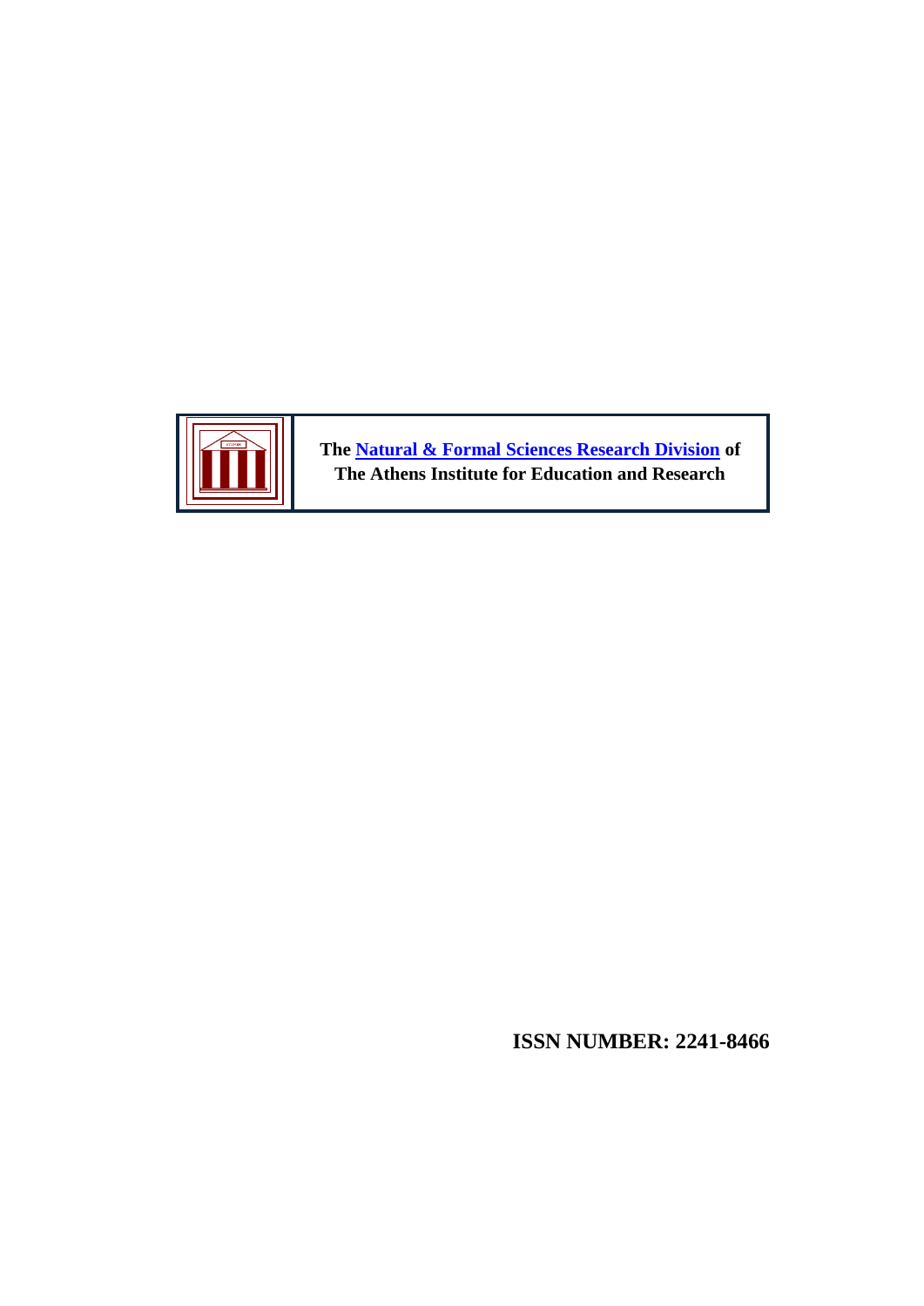The Natural & Formal Sciences Research Division of The Athens Institute for Education and Research

**ISSN NUMBER: 2241-8466**